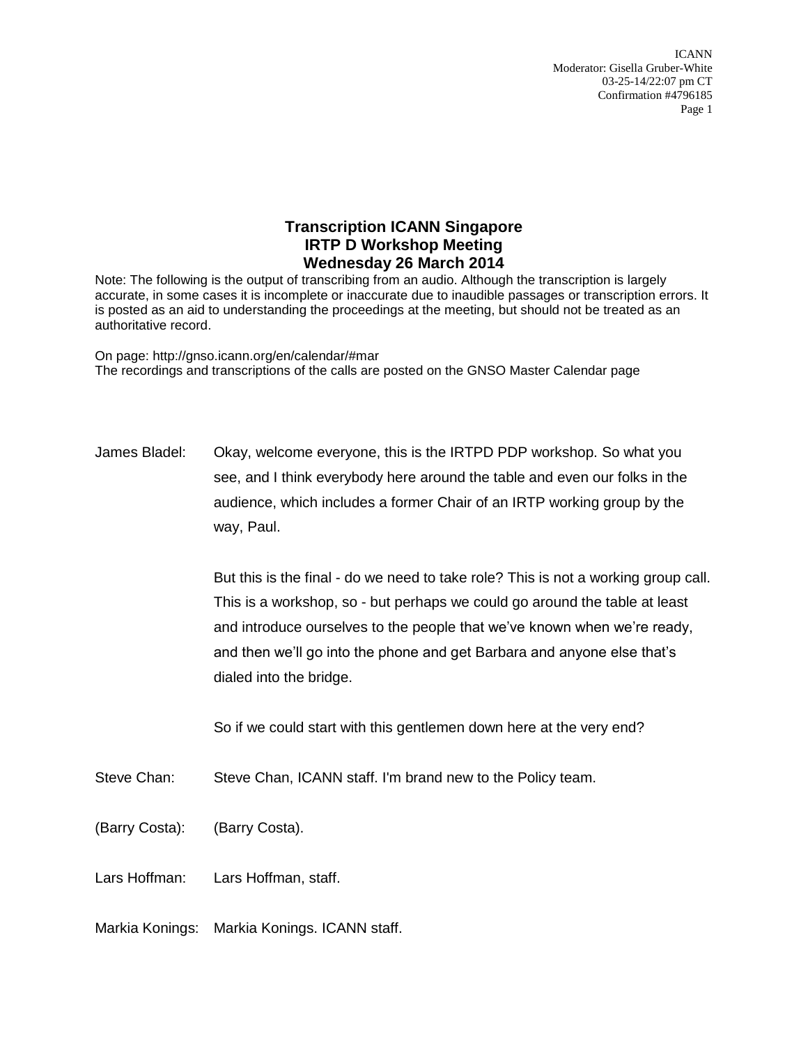# Transcription ICANN Singapore
# IRTP D Workshop Meeting
# Wednesday 26 March 2014

Note: The following is the output of transcribing from an audio. Although the transcription is largely accurate, in some cases it is incomplete or inaccurate due to inaudible passages or transcription errors. It is posted as an aid to understanding the proceedings at the meeting, but should not be treated as an authoritative record.

On page: http://gnso.icann.org/en/calendar/#mar
The recordings and transcriptions of the calls are posted on the GNSO Master Calendar page

James Bladel: Okay, welcome everyone, this is the IRTPD PDP workshop. So what you see, and I think everybody here around the table and even our folks in the audience, which includes a former Chair of an IRTP working group by the way, Paul.

But this is the final - do we need to take role? This is not a working group call. This is a workshop, so - but perhaps we could go around the table at least and introduce ourselves to the people that we've known when we're ready, and then we'll go into the phone and get Barbara and anyone else that's dialed into the bridge.

So if we could start with this gentlemen down here at the very end?

Steve Chan: Steve Chan, ICANN staff. I'm brand new to the Policy team.

(Barry Costa): (Barry Costa).

Lars Hoffman: Lars Hoffman, staff.

Markia Konings: Markia Konings. ICANN staff.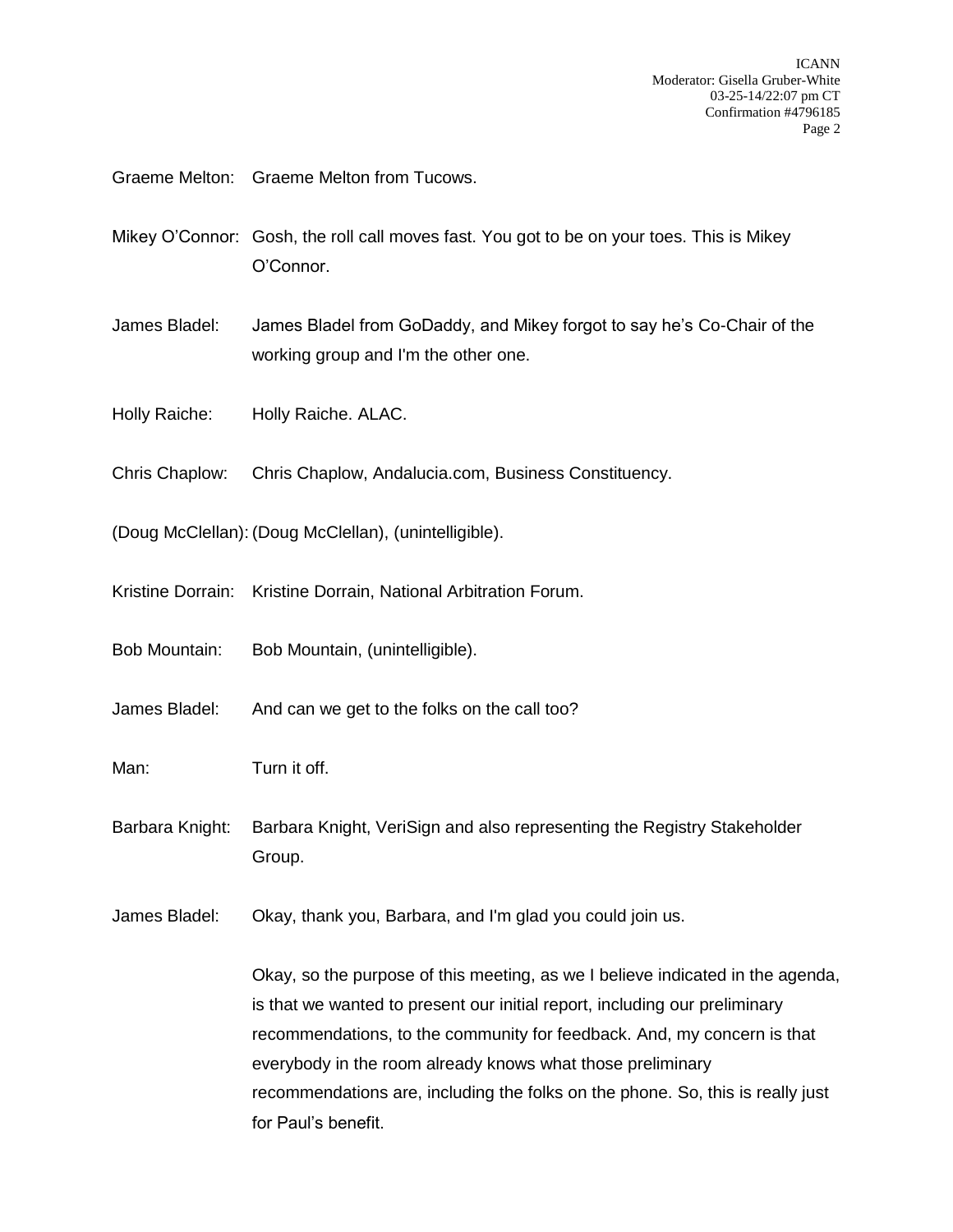Graeme Melton: Graeme Melton from Tucows.

Mikey O'Connor: Gosh, the roll call moves fast. You got to be on your toes. This is Mikey O'Connor.

James Bladel: James Bladel from GoDaddy, and Mikey forgot to say he's Co-Chair of the working group and I'm the other one.

Holly Raiche: Holly Raiche. ALAC.

Chris Chaplow: Chris Chaplow, Andalucia.com, Business Constituency.

(Doug McClellan): (Doug McClellan), (unintelligible).

Kristine Dorrain: Kristine Dorrain, National Arbitration Forum.

Bob Mountain: Bob Mountain, (unintelligible).

James Bladel: And can we get to the folks on the call too?

Man: Turn it off.

Barbara Knight: Barbara Knight, VeriSign and also representing the Registry Stakeholder Group.

James Bladel: Okay, thank you, Barbara, and I'm glad you could join us.

Okay, so the purpose of this meeting, as we I believe indicated in the agenda, is that we wanted to present our initial report, including our preliminary recommendations, to the community for feedback. And, my concern is that everybody in the room already knows what those preliminary recommendations are, including the folks on the phone. So, this is really just for Paul's benefit.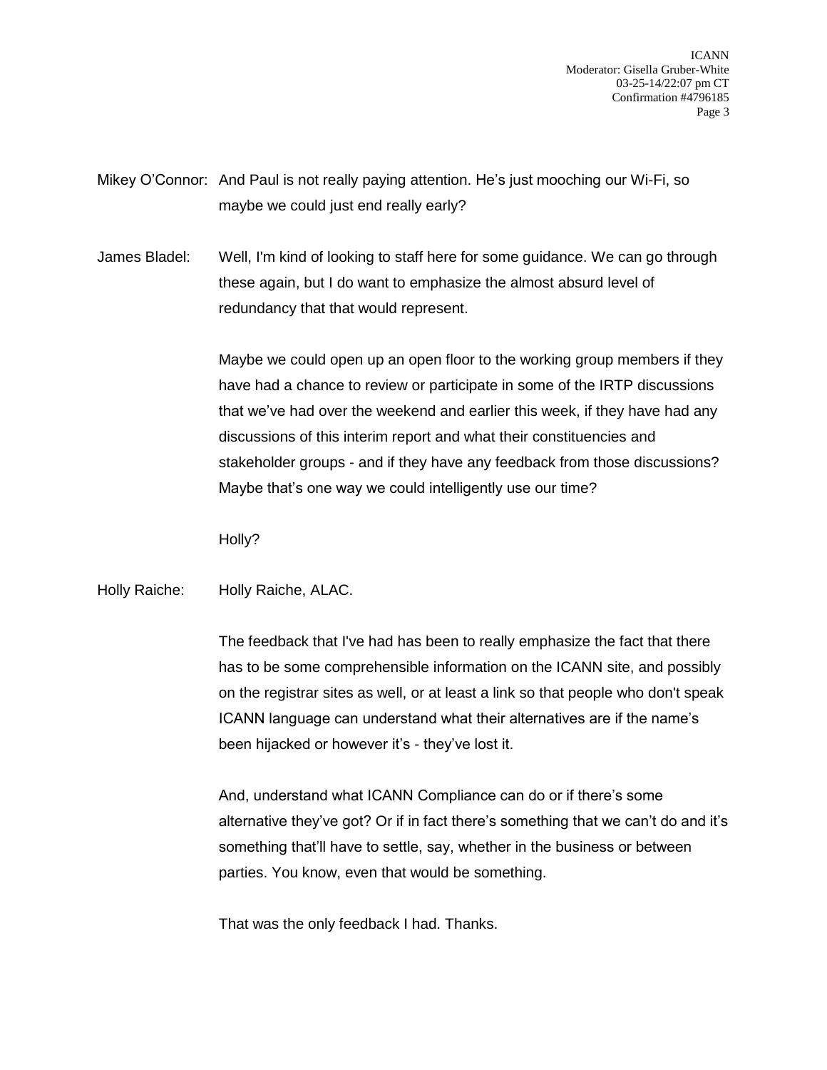Mikey O'Connor: And Paul is not really paying attention. He's just mooching our Wi-Fi, so maybe we could just end really early?

James Bladel: Well, I'm kind of looking to staff here for some guidance. We can go through these again, but I do want to emphasize the almost absurd level of redundancy that that would represent.

Maybe we could open up an open floor to the working group members if they have had a chance to review or participate in some of the IRTP discussions that we've had over the weekend and earlier this week, if they have had any discussions of this interim report and what their constituencies and stakeholder groups - and if they have any feedback from those discussions? Maybe that's one way we could intelligently use our time?

Holly?

Holly Raiche: Holly Raiche, ALAC.

The feedback that I've had has been to really emphasize the fact that there has to be some comprehensible information on the ICANN site, and possibly on the registrar sites as well, or at least a link so that people who don't speak ICANN language can understand what their alternatives are if the name's been hijacked or however it's - they've lost it.

And, understand what ICANN Compliance can do or if there's some alternative they've got? Or if in fact there's something that we can't do and it's something that'll have to settle, say, whether in the business or between parties. You know, even that would be something.

That was the only feedback I had. Thanks.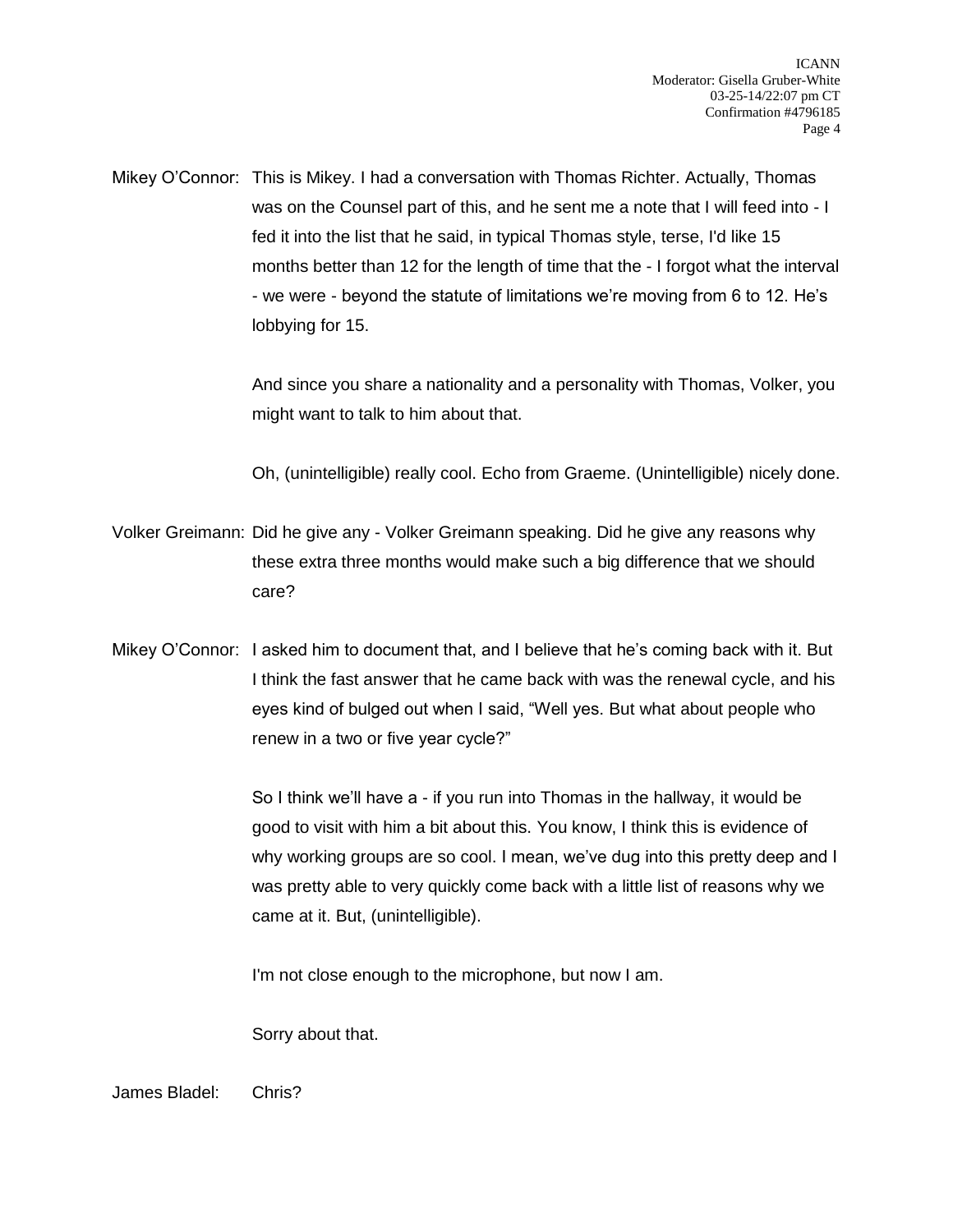Mikey O'Connor: This is Mikey. I had a conversation with Thomas Richter. Actually, Thomas was on the Counsel part of this, and he sent me a note that I will feed into - I fed it into the list that he said, in typical Thomas style, terse, I'd like 15 months better than 12 for the length of time that the - I forgot what the interval - we were - beyond the statute of limitations we're moving from 6 to 12. He's lobbying for 15.

And since you share a nationality and a personality with Thomas, Volker, you might want to talk to him about that.

Oh, (unintelligible) really cool. Echo from Graeme. (Unintelligible) nicely done.

Volker Greimann: Did he give any - Volker Greimann speaking. Did he give any reasons why these extra three months would make such a big difference that we should care?

Mikey O'Connor: I asked him to document that, and I believe that he's coming back with it. But I think the fast answer that he came back with was the renewal cycle, and his eyes kind of bulged out when I said, "Well yes. But what about people who renew in a two or five year cycle?"

So I think we'll have a - if you run into Thomas in the hallway, it would be good to visit with him a bit about this. You know, I think this is evidence of why working groups are so cool. I mean, we've dug into this pretty deep and I was pretty able to very quickly come back with a little list of reasons why we came at it. But, (unintelligible).

I'm not close enough to the microphone, but now I am.

Sorry about that.

James Bladel: Chris?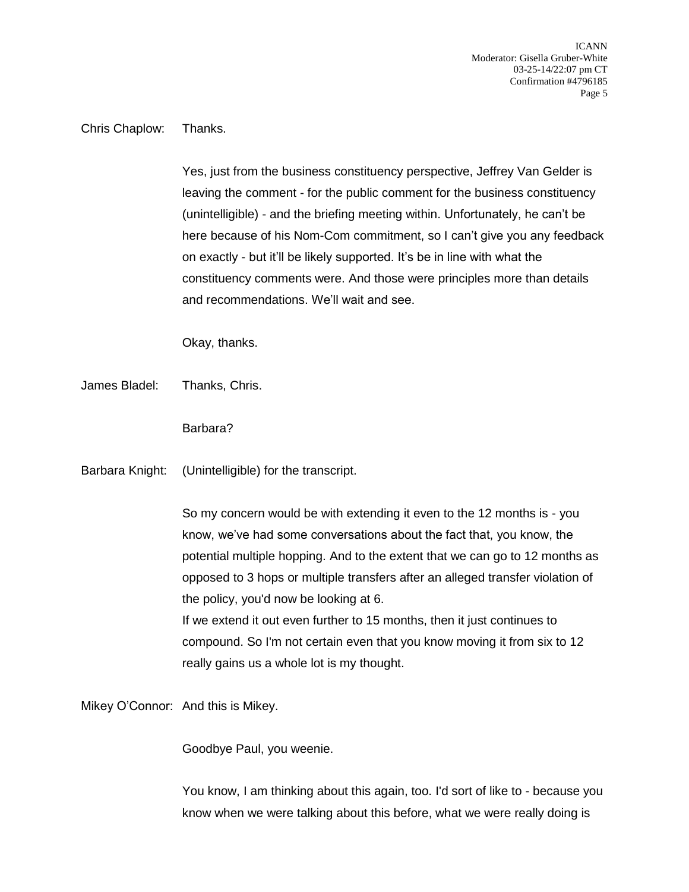Chris Chaplow: Thanks.

Yes, just from the business constituency perspective, Jeffrey Van Gelder is leaving the comment - for the public comment for the business constituency (unintelligible) - and the briefing meeting within. Unfortunately, he can't be here because of his Nom-Com commitment, so I can't give you any feedback on exactly - but it'll be likely supported. It's be in line with what the constituency comments were. And those were principles more than details and recommendations. We'll wait and see.

Okay, thanks.

James Bladel: Thanks, Chris.

Barbara?

Barbara Knight: (Unintelligible) for the transcript.

So my concern would be with extending it even to the 12 months is - you know, we've had some conversations about the fact that, you know, the potential multiple hopping. And to the extent that we can go to 12 months as opposed to 3 hops or multiple transfers after an alleged transfer violation of the policy, you'd now be looking at 6.
If we extend it out even further to 15 months, then it just continues to compound. So I'm not certain even that you know moving it from six to 12 really gains us a whole lot is my thought.

Mikey O'Connor: And this is Mikey.

Goodbye Paul, you weenie.

You know, I am thinking about this again, too. I'd sort of like to - because you know when we were talking about this before, what we were really doing is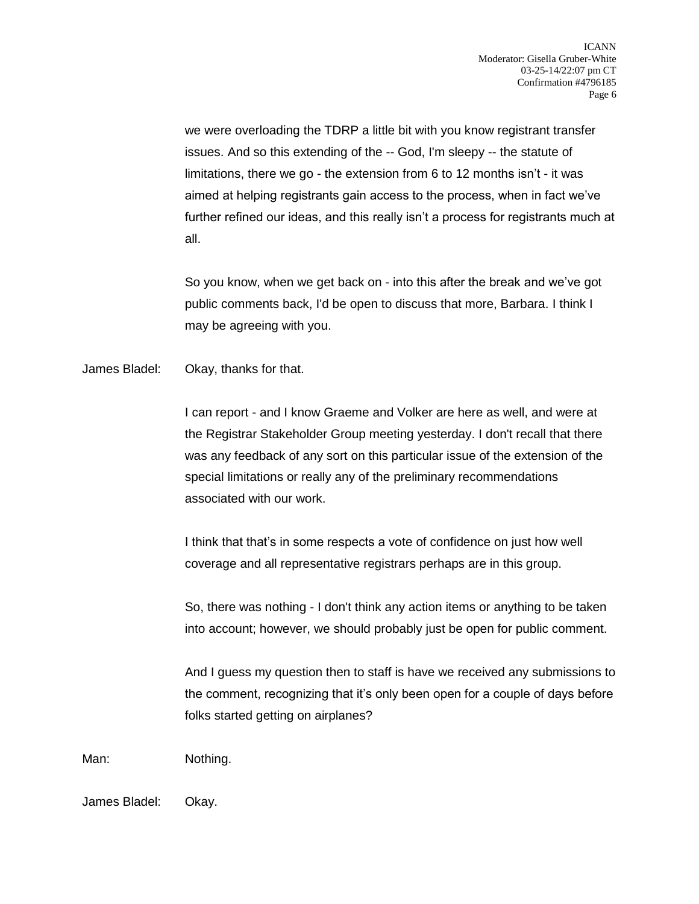we were overloading the TDRP a little bit with you know registrant transfer issues. And so this extending of the -- God, I'm sleepy -- the statute of limitations, there we go - the extension from 6 to 12 months isn't - it was aimed at helping registrants gain access to the process, when in fact we've further refined our ideas, and this really isn't a process for registrants much at all.

So you know, when we get back on - into this after the break and we've got public comments back, I'd be open to discuss that more, Barbara. I think I may be agreeing with you.

James Bladel: Okay, thanks for that.

I can report - and I know Graeme and Volker are here as well, and were at the Registrar Stakeholder Group meeting yesterday. I don't recall that there was any feedback of any sort on this particular issue of the extension of the special limitations or really any of the preliminary recommendations associated with our work.

I think that that's in some respects a vote of confidence on just how well coverage and all representative registrars perhaps are in this group.

So, there was nothing - I don't think any action items or anything to be taken into account; however, we should probably just be open for public comment.

And I guess my question then to staff is have we received any submissions to the comment, recognizing that it's only been open for a couple of days before folks started getting on airplanes?

Man: Nothing.

James Bladel: Okay.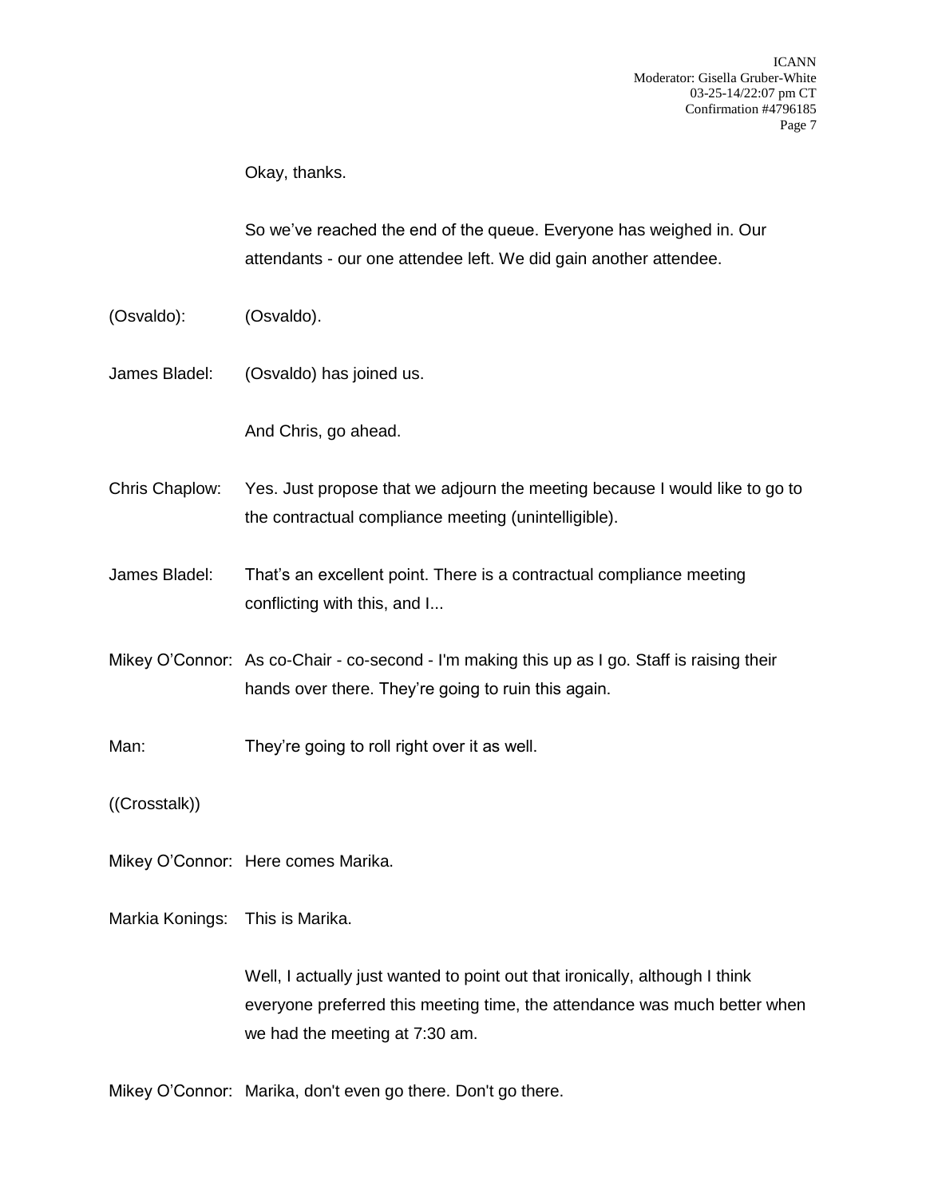Okay, thanks.

So we've reached the end of the queue. Everyone has weighed in. Our attendants - our one attendee left. We did gain another attendee.

(Osvaldo): (Osvaldo).

James Bladel: (Osvaldo) has joined us.

And Chris, go ahead.

Chris Chaplow: Yes. Just propose that we adjourn the meeting because I would like to go to the contractual compliance meeting (unintelligible).

James Bladel: That's an excellent point. There is a contractual compliance meeting conflicting with this, and I...

Mikey O'Connor: As co-Chair - co-second - I'm making this up as I go. Staff is raising their hands over there. They're going to ruin this again.

Man: They're going to roll right over it as well.

((Crosstalk))

Mikey O'Connor: Here comes Marika.

Markia Konings: This is Marika.

Well, I actually just wanted to point out that ironically, although I think everyone preferred this meeting time, the attendance was much better when we had the meeting at 7:30 am.

Mikey O'Connor: Marika, don't even go there. Don't go there.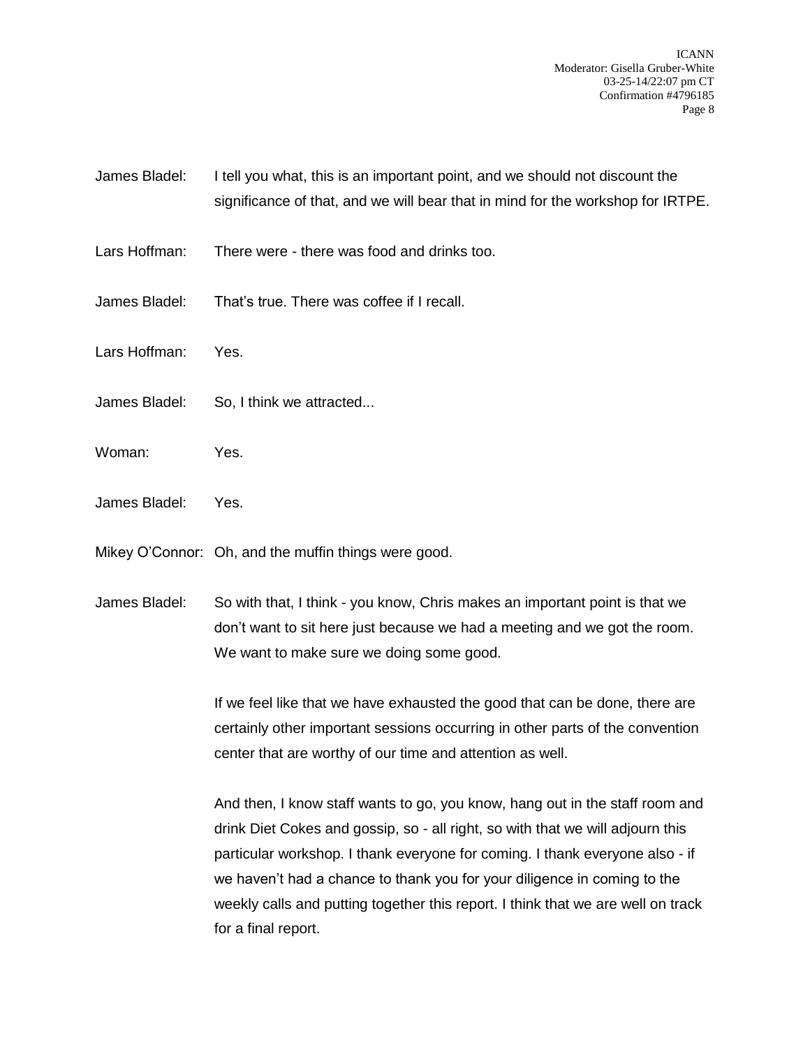James Bladel: I tell you what, this is an important point, and we should not discount the significance of that, and we will bear that in mind for the workshop for IRTPE.

Lars Hoffman: There were - there was food and drinks too.

James Bladel: That's true. There was coffee if I recall.

Lars Hoffman: Yes.

James Bladel: So, I think we attracted...

Woman: Yes.

James Bladel: Yes.

Mikey O'Connor: Oh, and the muffin things were good.

James Bladel: So with that, I think - you know, Chris makes an important point is that we don't want to sit here just because we had a meeting and we got the room. We want to make sure we doing some good.

If we feel like that we have exhausted the good that can be done, there are certainly other important sessions occurring in other parts of the convention center that are worthy of our time and attention as well.

And then, I know staff wants to go, you know, hang out in the staff room and drink Diet Cokes and gossip, so - all right, so with that we will adjourn this particular workshop. I thank everyone for coming. I thank everyone also - if we haven't had a chance to thank you for your diligence in coming to the weekly calls and putting together this report. I think that we are well on track for a final report.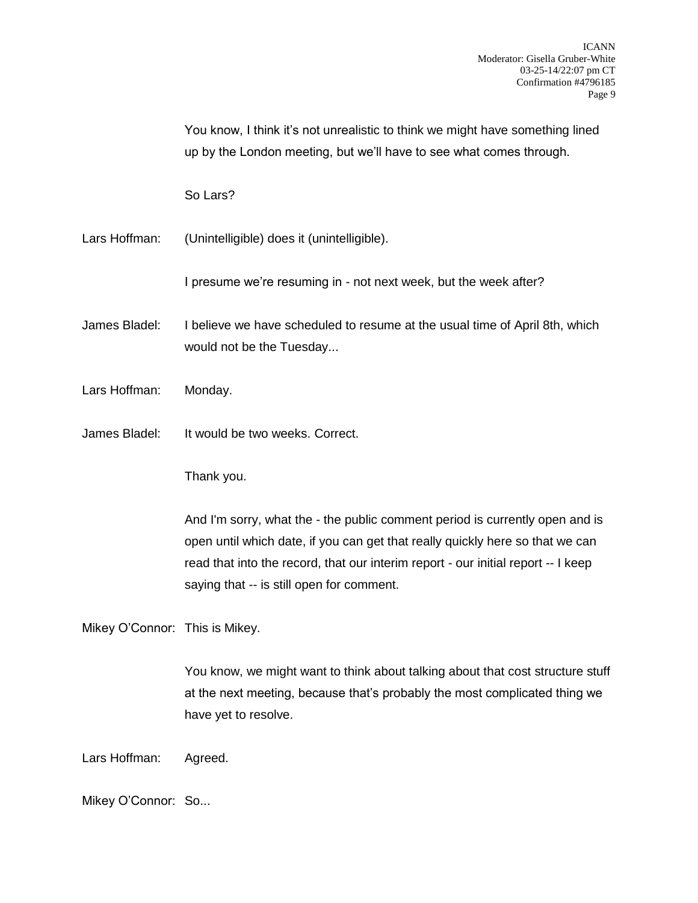You know, I think it's not unrealistic to think we might have something lined up by the London meeting, but we'll have to see what comes through.

So Lars?

Lars Hoffman: (Unintelligible) does it (unintelligible).

I presume we're resuming in - not next week, but the week after?

James Bladel: I believe we have scheduled to resume at the usual time of April 8th, which would not be the Tuesday...

Lars Hoffman: Monday.

James Bladel: It would be two weeks. Correct.

Thank you.

And I'm sorry, what the - the public comment period is currently open and is open until which date, if you can get that really quickly here so that we can read that into the record, that our interim report - our initial report -- I keep saying that -- is still open for comment.

Mikey O'Connor: This is Mikey.

You know, we might want to think about talking about that cost structure stuff at the next meeting, because that's probably the most complicated thing we have yet to resolve.

Lars Hoffman: Agreed.

Mikey O'Connor: So...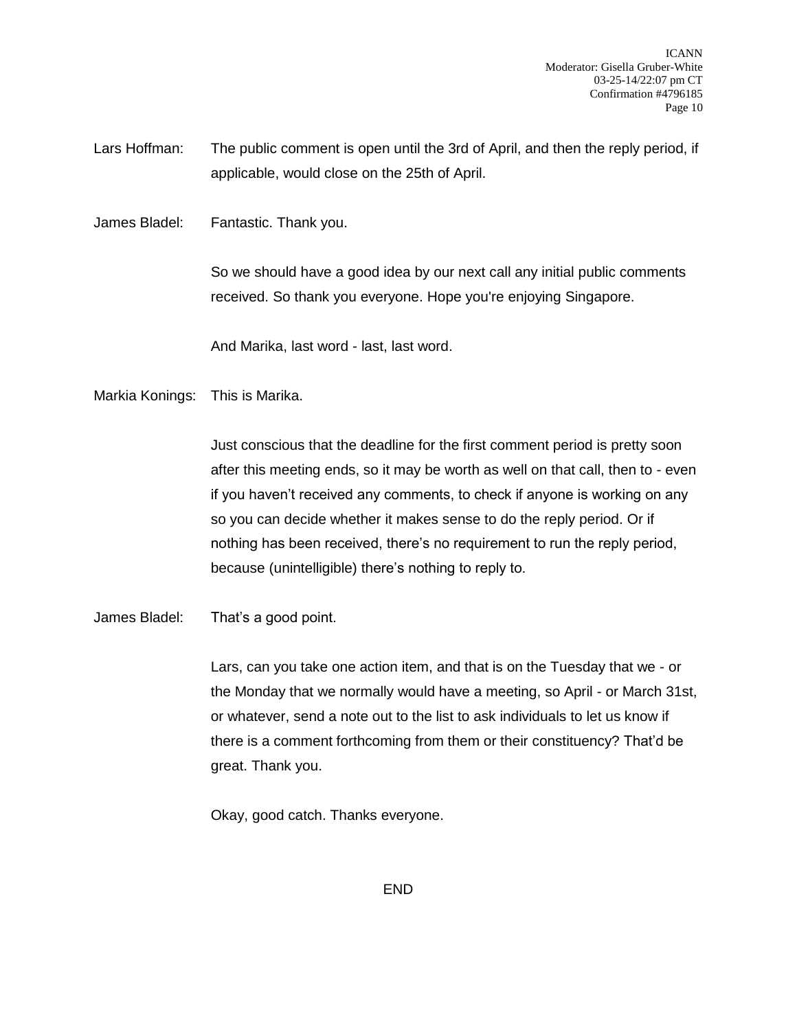Lars Hoffman: The public comment is open until the 3rd of April, and then the reply period, if applicable, would close on the 25th of April.

James Bladel: Fantastic. Thank you.

So we should have a good idea by our next call any initial public comments received. So thank you everyone. Hope you're enjoying Singapore.

And Marika, last word - last, last word.

Markia Konings: This is Marika.

Just conscious that the deadline for the first comment period is pretty soon after this meeting ends, so it may be worth as well on that call, then to - even if you haven't received any comments, to check if anyone is working on any so you can decide whether it makes sense to do the reply period. Or if nothing has been received, there's no requirement to run the reply period, because (unintelligible) there's nothing to reply to.

James Bladel: That's a good point.

Lars, can you take one action item, and that is on the Tuesday that we - or the Monday that we normally would have a meeting, so April - or March 31st, or whatever, send a note out to the list to ask individuals to let us know if there is a comment forthcoming from them or their constituency? That'd be great. Thank you.

Okay, good catch. Thanks everyone.

END